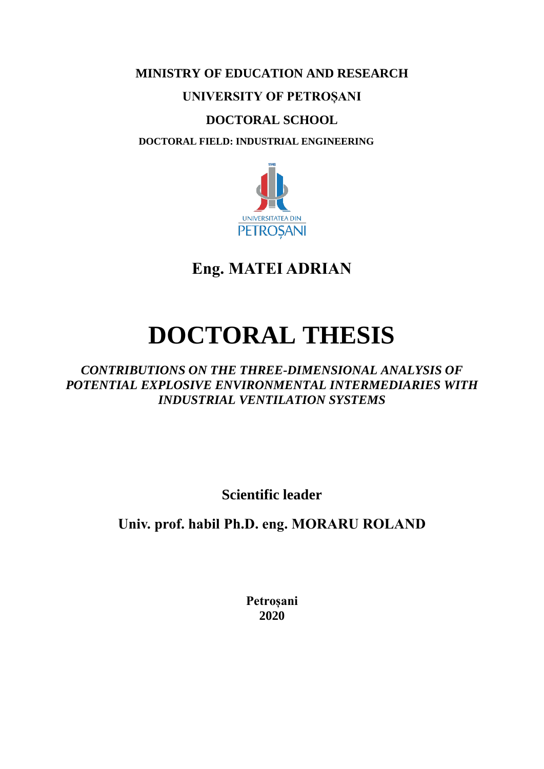**MINISTRY OF EDUCATION AND RESEARCH**

**UNIVERSITY OF PETROȘANI**

**DOCTORAL SCHOOL**

**DOCTORAL FIELD: INDUSTRIAL ENGINEERING**

UNIVERSITATEA DIN PETROȘANI

**Eng. MATEI ADRIAN**

# DOCTORAL THESIS

***CONTRIBUTIONS ON THE THREE-DIMENSIONAL ANALYSIS OF POTENTIAL EXPLOSIVE ENVIRONMENTAL INTERMEDIARIES WITH INDUSTRIAL VENTILATION SYSTEMS***

**Scientific leader**

**Univ. prof. habil Ph.D. eng. MORARU ROLAND**

**Petroșani**
**2020**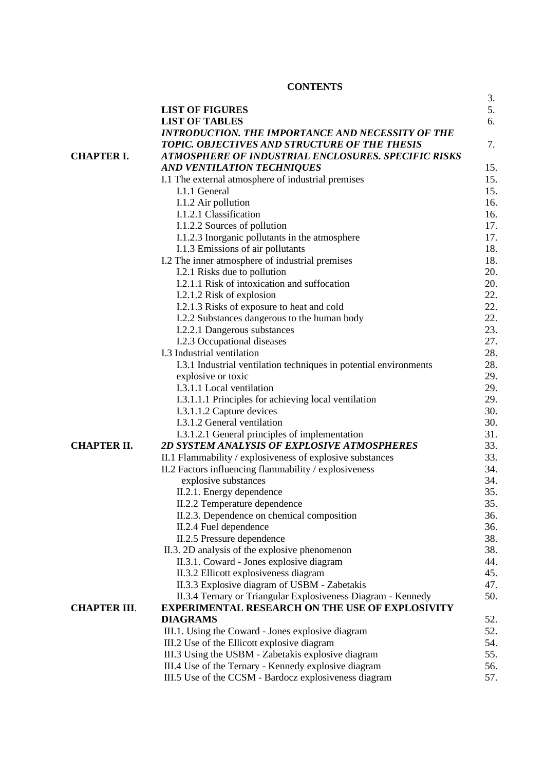**CONTENTS**

| | | |
|---|---|---|
| | | 3. |
| | **LIST OF FIGURES** | 5. |
| | **LIST OF TABLES** | 6. |
| | ***INTRODUCTION. THE IMPORTANCE AND NECESSITY OF THE TOPIC. OBJECTIVES AND STRUCTURE OF THE THESIS*** | 7. |
| **CHAPTER I.** | ***ATMOSPHERE OF INDUSTRIAL ENCLOSURES. SPECIFIC RISKS AND VENTILATION TECHNIQUES*** | 15. |
| | I.1 The external atmosphere of industrial premises | 15. |
| | I.1.1 General | 15. |
| | I.1.2 Air pollution | 16. |
| | I.1.2.1 Classification | 16. |
| | I.1.2.2 Sources of pollution | 17. |
| | I.1.2.3 Inorganic pollutants in the atmosphere | 17. |
| | I.1.3 Emissions of air pollutants | 18. |
| | I.2 The inner atmosphere of industrial premises | 18. |
| | I.2.1 Risks due to pollution | 20. |
| | I.2.1.1 Risk of intoxication and suffocation | 20. |
| | I.2.1.2 Risk of explosion | 22. |
| | I.2.1.3 Risks of exposure to heat and cold | 22. |
| | I.2.2 Substances dangerous to the human body | 22. |
| | I.2.2.1 Dangerous substances | 23. |
| | I.2.3 Occupational diseases | 27. |
| | I.3 Industrial ventilation | 28. |
| | I.3.1 Industrial ventilation techniques in potential environments | 28. |
| | explosive or toxic | 29. |
| | I.3.1.1 Local ventilation | 29. |
| | I.3.1.1.1 Principles for achieving local ventilation | 29. |
| | I.3.1.1.2 Capture devices | 30. |
| | I.3.1.2 General ventilation | 30. |
| | I.3.1.2.1 General principles of implementation | 31. |
| **CHAPTER II.** | ***2D SYSTEM ANALYSIS OF EXPLOSIVE ATMOSPHERES*** | 33. |
| | II.1 Flammability / explosiveness of explosive substances | 33. |
| | II.2 Factors influencing flammability / explosiveness | 34. |
| | explosive substances | 34. |
| | II.2.1. Energy dependence | 35. |
| | II.2.2 Temperature dependence | 35. |
| | II.2.3. Dependence on chemical composition | 36. |
| | II.2.4 Fuel dependence | 36. |
| | II.2.5 Pressure dependence | 38. |
| | II.3. 2D analysis of the explosive phenomenon | 38. |
| | II.3.1. Coward - Jones explosive diagram | 44. |
| | II.3.2 Ellicott explosiveness diagram | 45. |
| | II.3.3 Explosive diagram of USBM - Zabetakis | 47. |
| | II.3.4 Ternary or Triangular Explosiveness Diagram - Kennedy | 50. |
| **CHAPTER III**. | **EXPERIMENTAL RESEARCH ON THE USE OF EXPLOSIVITY DIAGRAMS** | 52. |
| | III.1. Using the Coward - Jones explosive diagram | 52. |
| | III.2 Use of the Ellicott explosive diagram | 54. |
| | III.3 Using the USBM - Zabetakis explosive diagram | 55. |
| | III.4 Use of the Ternary - Kennedy explosive diagram | 56. |
| | III.5 Use of the CCSM - Bardocz explosiveness diagram | 57. |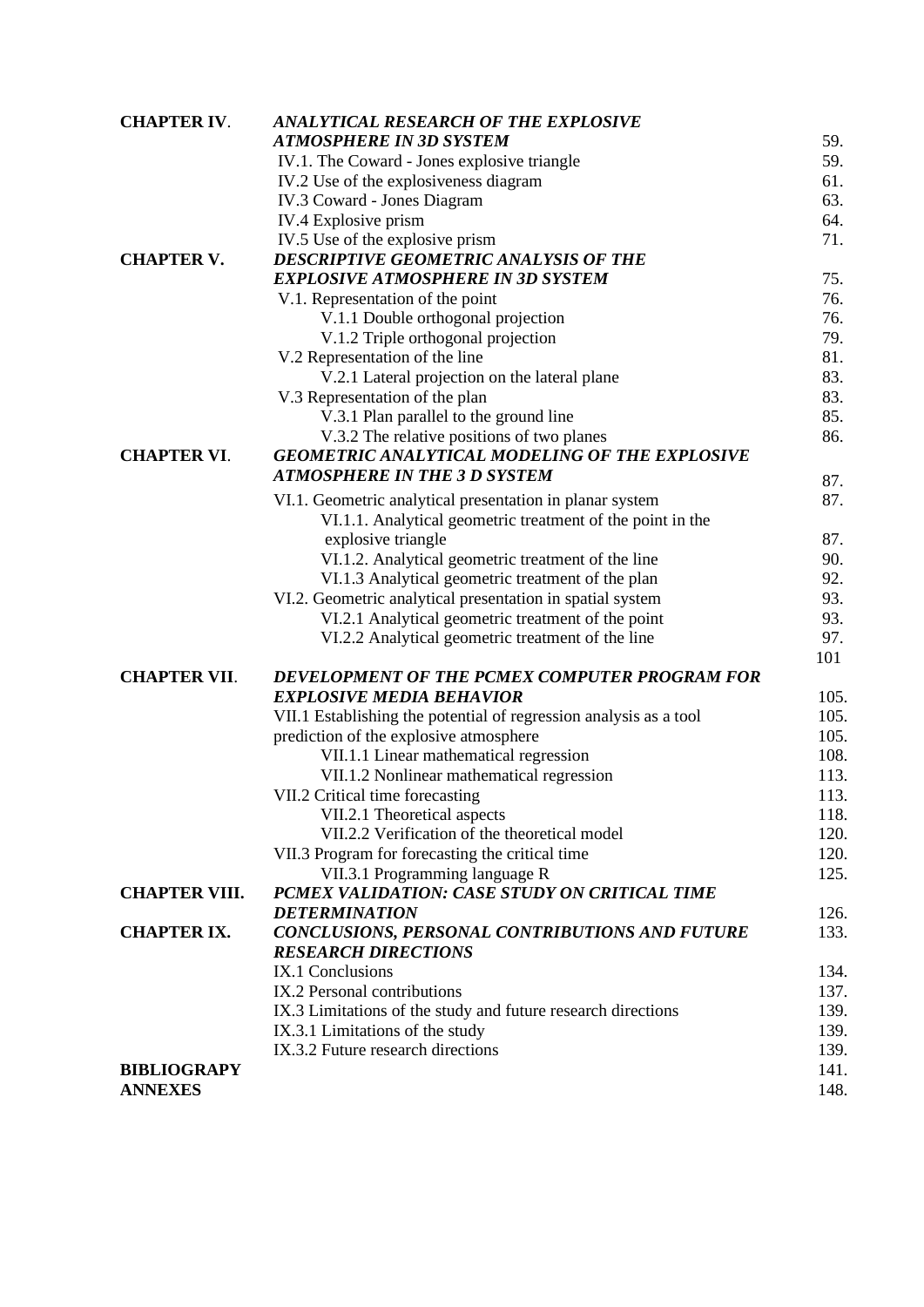| | | |
|---|---|---|
| **CHAPTER IV**. | ***ANALYTICAL RESEARCH OF THE EXPLOSIVE ATMOSPHERE IN 3D SYSTEM*** | 59. |
| | IV.1. The Coward - Jones explosive triangle | 59. |
| | IV.2 Use of the explosiveness diagram | 61. |
| | IV.3 Coward - Jones Diagram | 63. |
| | IV.4 Explosive prism | 64. |
| | IV.5 Use of the explosive prism | 71. |
| **CHAPTER V.** | ***DESCRIPTIVE GEOMETRIC ANALYSIS OF THE EXPLOSIVE ATMOSPHERE IN 3D SYSTEM*** | 75. |
| | V.1. Representation of the point | 76. |
| | V.1.1 Double orthogonal projection | 76. |
| | V.1.2 Triple orthogonal projection | 79. |
| | V.2 Representation of the line | 81. |
| | V.2.1 Lateral projection on the lateral plane | 83. |
| | V.3 Representation of the plan | 83. |
| | V.3.1 Plan parallel to the ground line | 85. |
| | V.3.2 The relative positions of two planes | 86. |
| **CHAPTER VI**. | ***GEOMETRIC ANALYTICAL MODELING OF THE EXPLOSIVE ATMOSPHERE IN THE 3 D SYSTEM*** | 87. |
| | VI.1. Geometric analytical presentation in planar system | 87. |
| | VI.1.1. Analytical geometric treatment of the point in the explosive triangle | 87. |
| | VI.1.2. Analytical geometric treatment of the line | 90. |
| | VI.1.3 Analytical geometric treatment of the plan | 92. |
| | VI.2. Geometric analytical presentation in spatial system | 93. |
| | VI.2.1 Analytical geometric treatment of the point | 93. |
| | VI.2.2 Analytical geometric treatment of the line | 97. |
| | | 101 |
| **CHAPTER VII**. | ***DEVELOPMENT OF THE PCMEX COMPUTER PROGRAM FOR EXPLOSIVE MEDIA BEHAVIOR*** | 105. |
| | VII.1 Establishing the potential of regression analysis as a tool | 105. |
| | prediction of the explosive atmosphere | 105. |
| | VII.1.1 Linear mathematical regression | 108. |
| | VII.1.2 Nonlinear mathematical regression | 113. |
| | VII.2 Critical time forecasting | 113. |
| | VII.2.1 Theoretical aspects | 118. |
| | VII.2.2 Verification of the theoretical model | 120. |
| | VII.3 Program for forecasting the critical time | 120. |
| | VII.3.1 Programming language R | 125. |
| **CHAPTER VIII.** | ***PCMEX VALIDATION: CASE STUDY ON CRITICAL TIME DETERMINATION*** | 126. |
| **CHAPTER IX.** | ***CONCLUSIONS, PERSONAL CONTRIBUTIONS AND FUTURE RESEARCH DIRECTIONS*** | 133. |
| | IX.1 Conclusions | 134. |
| | IX.2 Personal contributions | 137. |
| | IX.3 Limitations of the study and future research directions | 139. |
| | IX.3.1 Limitations of the study | 139. |
| | IX.3.2 Future research directions | 139. |
| **BIBLIOGRAPY** | | 141. |
| **ANNEXES** | | 148. |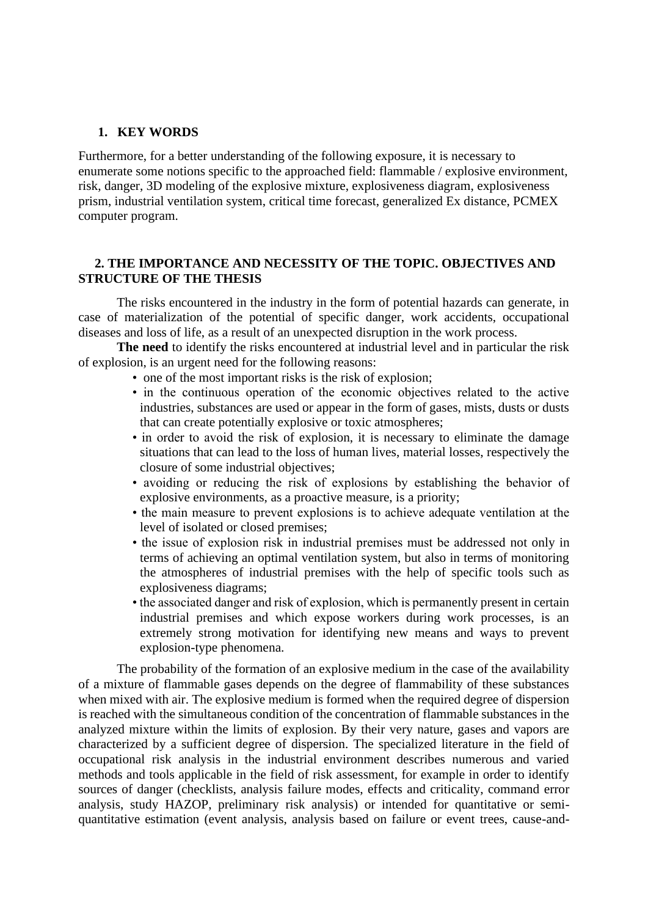## 1. KEY WORDS

Furthermore, for a better understanding of the following exposure, it is necessary to enumerate some notions specific to the approached field: flammable / explosive environment, risk, danger, 3D modeling of the explosive mixture, explosiveness diagram, explosiveness prism, industrial ventilation system, critical time forecast, generalized Ex distance, PCMEX computer program.

## 2. THE IMPORTANCE AND NECESSITY OF THE TOPIC. OBJECTIVES AND STRUCTURE OF THE THESIS

The risks encountered in the industry in the form of potential hazards can generate, in case of materialization of the potential of specific danger, work accidents, occupational diseases and loss of life, as a result of an unexpected disruption in the work process.

**The need** to identify the risks encountered at industrial level and in particular the risk of explosion, is an urgent need for the following reasons:

- one of the most important risks is the risk of explosion;
- in the continuous operation of the economic objectives related to the active industries, substances are used or appear in the form of gases, mists, dusts or dusts that can create potentially explosive or toxic atmospheres;
- in order to avoid the risk of explosion, it is necessary to eliminate the damage situations that can lead to the loss of human lives, material losses, respectively the closure of some industrial objectives;
- avoiding or reducing the risk of explosions by establishing the behavior of explosive environments, as a proactive measure, is a priority;
- the main measure to prevent explosions is to achieve adequate ventilation at the level of isolated or closed premises;
- the issue of explosion risk in industrial premises must be addressed not only in terms of achieving an optimal ventilation system, but also in terms of monitoring the atmospheres of industrial premises with the help of specific tools such as explosiveness diagrams;
- the associated danger and risk of explosion, which is permanently present in certain industrial premises and which expose workers during work processes, is an extremely strong motivation for identifying new means and ways to prevent explosion-type phenomena.

The probability of the formation of an explosive medium in the case of the availability of a mixture of flammable gases depends on the degree of flammability of these substances when mixed with air. The explosive medium is formed when the required degree of dispersion is reached with the simultaneous condition of the concentration of flammable substances in the analyzed mixture within the limits of explosion. By their very nature, gases and vapors are characterized by a sufficient degree of dispersion. The specialized literature in the field of occupational risk analysis in the industrial environment describes numerous and varied methods and tools applicable in the field of risk assessment, for example in order to identify sources of danger (checklists, analysis failure modes, effects and criticality, command error analysis, study HAZOP, preliminary risk analysis) or intended for quantitative or semi-quantitative estimation (event analysis, analysis based on failure or event trees, cause-and-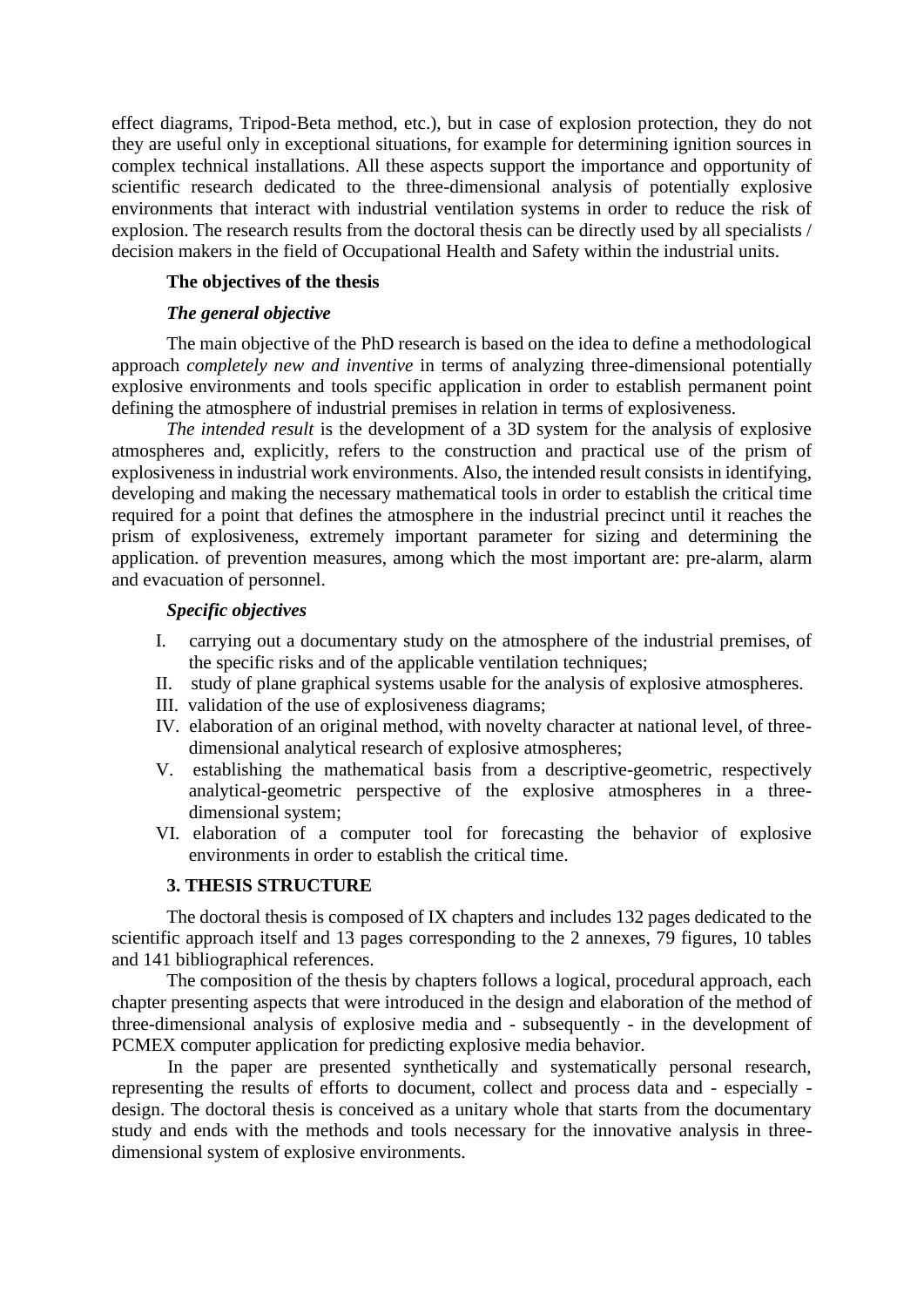effect diagrams, Tripod-Beta method, etc.), but in case of explosion protection, they do not they are useful only in exceptional situations, for example for determining ignition sources in complex technical installations. All these aspects support the importance and opportunity of scientific research dedicated to the three-dimensional analysis of potentially explosive environments that interact with industrial ventilation systems in order to reduce the risk of explosion. The research results from the doctoral thesis can be directly used by all specialists / decision makers in the field of Occupational Health and Safety within the industrial units.

**The objectives of the thesis**

***The general objective***

The main objective of the PhD research is based on the idea to define a methodological approach *completely new and inventive* in terms of analyzing three-dimensional potentially explosive environments and tools specific application in order to establish permanent point defining the atmosphere of industrial premises in relation in terms of explosiveness.

*The intended result* is the development of a 3D system for the analysis of explosive atmospheres and, explicitly, refers to the construction and practical use of the prism of explosiveness in industrial work environments. Also, the intended result consists in identifying, developing and making the necessary mathematical tools in order to establish the critical time required for a point that defines the atmosphere in the industrial precinct until it reaches the prism of explosiveness, extremely important parameter for sizing and determining the application. of prevention measures, among which the most important are: pre-alarm, alarm and evacuation of personnel.

***Specific objectives***

I. carrying out a documentary study on the atmosphere of the industrial premises, of the specific risks and of the applicable ventilation techniques;
II. study of plane graphical systems usable for the analysis of explosive atmospheres.
III. validation of the use of explosiveness diagrams;
IV. elaboration of an original method, with novelty character at national level, of three-dimensional analytical research of explosive atmospheres;
V. establishing the mathematical basis from a descriptive-geometric, respectively analytical-geometric perspective of the explosive atmospheres in a three-dimensional system;
VI. elaboration of a computer tool for forecasting the behavior of explosive environments in order to establish the critical time.

## 3. THESIS STRUCTURE

The doctoral thesis is composed of IX chapters and includes 132 pages dedicated to the scientific approach itself and 13 pages corresponding to the 2 annexes, 79 figures, 10 tables and 141 bibliographical references.

The composition of the thesis by chapters follows a logical, procedural approach, each chapter presenting aspects that were introduced in the design and elaboration of the method of three-dimensional analysis of explosive media and - subsequently - in the development of PCMEX computer application for predicting explosive media behavior.

In the paper are presented synthetically and systematically personal research, representing the results of efforts to document, collect and process data and - especially - design. The doctoral thesis is conceived as a unitary whole that starts from the documentary study and ends with the methods and tools necessary for the innovative analysis in three-dimensional system of explosive environments.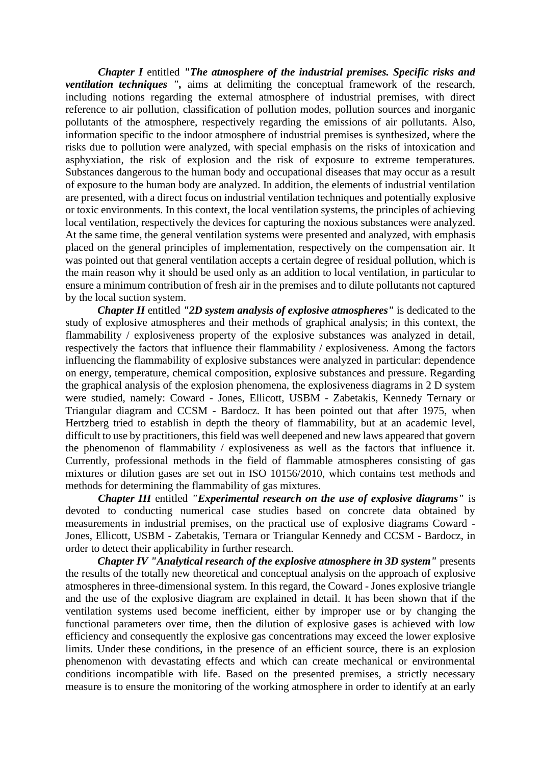***Chapter I*** entitled ***"The atmosphere of the industrial premises. Specific risks and ventilation techniques ",*** aims at delimiting the conceptual framework of the research, including notions regarding the external atmosphere of industrial premises, with direct reference to air pollution, classification of pollution modes, pollution sources and inorganic pollutants of the atmosphere, respectively regarding the emissions of air pollutants. Also, information specific to the indoor atmosphere of industrial premises is synthesized, where the risks due to pollution were analyzed, with special emphasis on the risks of intoxication and asphyxiation, the risk of explosion and the risk of exposure to extreme temperatures. Substances dangerous to the human body and occupational diseases that may occur as a result of exposure to the human body are analyzed. In addition, the elements of industrial ventilation are presented, with a direct focus on industrial ventilation techniques and potentially explosive or toxic environments. In this context, the local ventilation systems, the principles of achieving local ventilation, respectively the devices for capturing the noxious substances were analyzed. At the same time, the general ventilation systems were presented and analyzed, with emphasis placed on the general principles of implementation, respectively on the compensation air. It was pointed out that general ventilation accepts a certain degree of residual pollution, which is the main reason why it should be used only as an addition to local ventilation, in particular to ensure a minimum contribution of fresh air in the premises and to dilute pollutants not captured by the local suction system.

***Chapter II*** entitled ***"2D system analysis of explosive atmospheres"*** is dedicated to the study of explosive atmospheres and their methods of graphical analysis; in this context, the flammability / explosiveness property of the explosive substances was analyzed in detail, respectively the factors that influence their flammability / explosiveness. Among the factors influencing the flammability of explosive substances were analyzed in particular: dependence on energy, temperature, chemical composition, explosive substances and pressure. Regarding the graphical analysis of the explosion phenomena, the explosiveness diagrams in 2 D system were studied, namely: Coward - Jones, Ellicott, USBM - Zabetakis, Kennedy Ternary or Triangular diagram and CCSM - Bardocz. It has been pointed out that after 1975, when Hertzberg tried to establish in depth the theory of flammability, but at an academic level, difficult to use by practitioners, this field was well deepened and new laws appeared that govern the phenomenon of flammability / explosiveness as well as the factors that influence it. Currently, professional methods in the field of flammable atmospheres consisting of gas mixtures or dilution gases are set out in ISO 10156/2010, which contains test methods and methods for determining the flammability of gas mixtures.

***Chapter III*** entitled ***"Experimental research on the use of explosive diagrams"*** is devoted to conducting numerical case studies based on concrete data obtained by measurements in industrial premises, on the practical use of explosive diagrams Coward - Jones, Ellicott, USBM - Zabetakis, Ternara or Triangular Kennedy and CCSM - Bardocz, in order to detect their applicability in further research.

***Chapter IV "Analytical research of the explosive atmosphere in 3D system"*** presents the results of the totally new theoretical and conceptual analysis on the approach of explosive atmospheres in three-dimensional system. In this regard, the Coward - Jones explosive triangle and the use of the explosive diagram are explained in detail. It has been shown that if the ventilation systems used become inefficient, either by improper use or by changing the functional parameters over time, then the dilution of explosive gases is achieved with low efficiency and consequently the explosive gas concentrations may exceed the lower explosive limits. Under these conditions, in the presence of an efficient source, there is an explosion phenomenon with devastating effects and which can create mechanical or environmental conditions incompatible with life. Based on the presented premises, a strictly necessary measure is to ensure the monitoring of the working atmosphere in order to identify at an early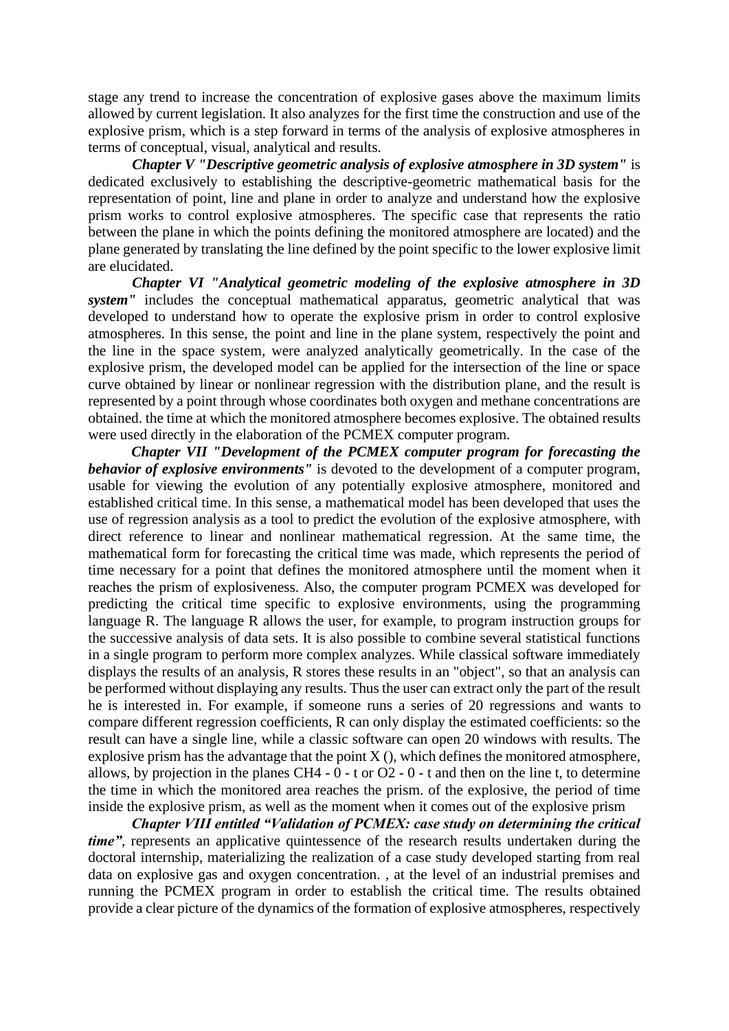stage any trend to increase the concentration of explosive gases above the maximum limits allowed by current legislation. It also analyzes for the first time the construction and use of the explosive prism, which is a step forward in terms of the analysis of explosive atmospheres in terms of conceptual, visual, analytical and results.

***Chapter V "Descriptive geometric analysis of explosive atmosphere in 3D system"*** is dedicated exclusively to establishing the descriptive-geometric mathematical basis for the representation of point, line and plane in order to analyze and understand how the explosive prism works to control explosive atmospheres. The specific case that represents the ratio between the plane in which the points defining the monitored atmosphere are located) and the plane generated by translating the line defined by the point specific to the lower explosive limit are elucidated.

***Chapter VI "Analytical geometric modeling of the explosive atmosphere in 3D system"*** includes the conceptual mathematical apparatus, geometric analytical that was developed to understand how to operate the explosive prism in order to control explosive atmospheres. In this sense, the point and line in the plane system, respectively the point and the line in the space system, were analyzed analytically geometrically. In the case of the explosive prism, the developed model can be applied for the intersection of the line or space curve obtained by linear or nonlinear regression with the distribution plane, and the result is represented by a point through whose coordinates both oxygen and methane concentrations are obtained. the time at which the monitored atmosphere becomes explosive. The obtained results were used directly in the elaboration of the PCMEX computer program.

***Chapter VII "Development of the PCMEX computer program for forecasting the behavior of explosive environments"*** is devoted to the development of a computer program, usable for viewing the evolution of any potentially explosive atmosphere, monitored and established critical time. In this sense, a mathematical model has been developed that uses the use of regression analysis as a tool to predict the evolution of the explosive atmosphere, with direct reference to linear and nonlinear mathematical regression. At the same time, the mathematical form for forecasting the critical time was made, which represents the period of time necessary for a point that defines the monitored atmosphere until the moment when it reaches the prism of explosiveness. Also, the computer program PCMEX was developed for predicting the critical time specific to explosive environments, using the programming language R. The language R allows the user, for example, to program instruction groups for the successive analysis of data sets. It is also possible to combine several statistical functions in a single program to perform more complex analyzes. While classical software immediately displays the results of an analysis, R stores these results in an "object", so that an analysis can be performed without displaying any results. Thus the user can extract only the part of the result he is interested in. For example, if someone runs a series of 20 regressions and wants to compare different regression coefficients, R can only display the estimated coefficients: so the result can have a single line, while a classic software can open 20 windows with results. The explosive prism has the advantage that the point X (), which defines the monitored atmosphere, allows, by projection in the planes $CH_4$ - 0 - t or $O_2$ - 0 - t and then on the line t, to determine the time in which the monitored area reaches the prism. of the explosive, the period of time inside the explosive prism, as well as the moment when it comes out of the explosive prism

***Chapter VIII entitled "Validation of PCMEX: case study on determining the critical time"***, represents an applicative quintessence of the research results undertaken during the doctoral internship, materializing the realization of a case study developed starting from real data on explosive gas and oxygen concentration. , at the level of an industrial premises and running the PCMEX program in order to establish the critical time. The results obtained provide a clear picture of the dynamics of the formation of explosive atmospheres, respectively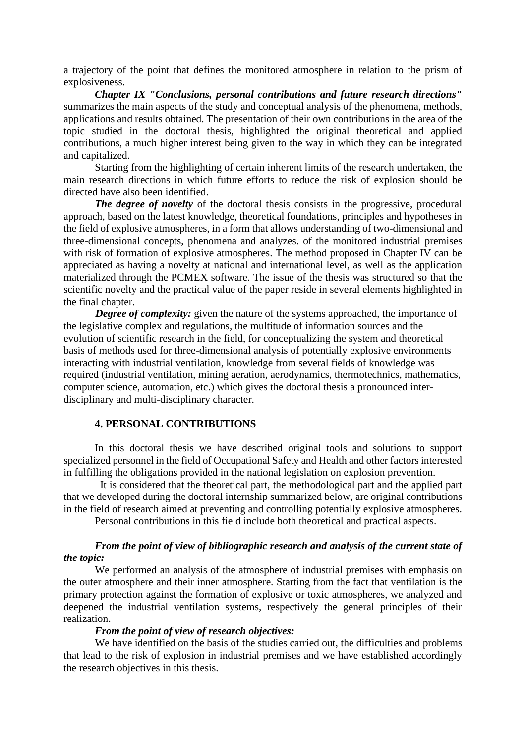a trajectory of the point that defines the monitored atmosphere in relation to the prism of explosiveness.

***Chapter IX "Conclusions, personal contributions and future research directions"*** summarizes the main aspects of the study and conceptual analysis of the phenomena, methods, applications and results obtained. The presentation of their own contributions in the area of the topic studied in the doctoral thesis, highlighted the original theoretical and applied contributions, a much higher interest being given to the way in which they can be integrated and capitalized.

Starting from the highlighting of certain inherent limits of the research undertaken, the main research directions in which future efforts to reduce the risk of explosion should be directed have also been identified.

***The degree of novelty*** of the doctoral thesis consists in the progressive, procedural approach, based on the latest knowledge, theoretical foundations, principles and hypotheses in the field of explosive atmospheres, in a form that allows understanding of two-dimensional and three-dimensional concepts, phenomena and analyzes. of the monitored industrial premises with risk of formation of explosive atmospheres. The method proposed in Chapter IV can be appreciated as having a novelty at national and international level, as well as the application materialized through the PCMEX software. The issue of the thesis was structured so that the scientific novelty and the practical value of the paper reside in several elements highlighted in the final chapter.

***Degree of complexity:*** given the nature of the systems approached, the importance of the legislative complex and regulations, the multitude of information sources and the evolution of scientific research in the field, for conceptualizing the system and theoretical basis of methods used for three-dimensional analysis of potentially explosive environments interacting with industrial ventilation, knowledge from several fields of knowledge was required (industrial ventilation, mining aeration, aerodynamics, thermotechnics, mathematics, computer science, automation, etc.) which gives the doctoral thesis a pronounced inter-disciplinary and multi-disciplinary character.

## 4. PERSONAL CONTRIBUTIONS

In this doctoral thesis we have described original tools and solutions to support specialized personnel in the field of Occupational Safety and Health and other factors interested in fulfilling the obligations provided in the national legislation on explosion prevention.

It is considered that the theoretical part, the methodological part and the applied part that we developed during the doctoral internship summarized below, are original contributions in the field of research aimed at preventing and controlling potentially explosive atmospheres.

Personal contributions in this field include both theoretical and practical aspects.

***From the point of view of bibliographic research and analysis of the current state of the topic:***

We performed an analysis of the atmosphere of industrial premises with emphasis on the outer atmosphere and their inner atmosphere. Starting from the fact that ventilation is the primary protection against the formation of explosive or toxic atmospheres, we analyzed and deepened the industrial ventilation systems, respectively the general principles of their realization.

***From the point of view of research objectives:***

We have identified on the basis of the studies carried out, the difficulties and problems that lead to the risk of explosion in industrial premises and we have established accordingly the research objectives in this thesis.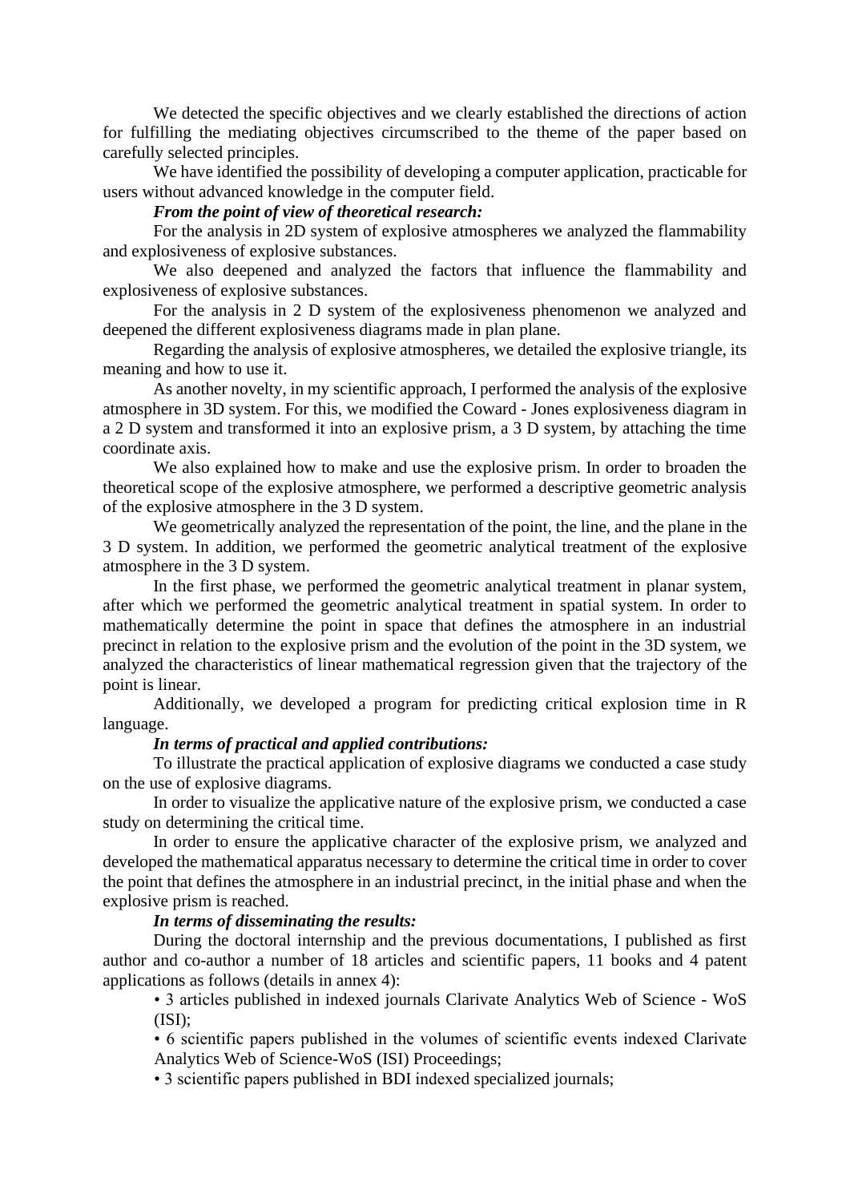We detected the specific objectives and we clearly established the directions of action for fulfilling the mediating objectives circumscribed to the theme of the paper based on carefully selected principles.

We have identified the possibility of developing a computer application, practicable for users without advanced knowledge in the computer field.

***From the point of view of theoretical research:***

For the analysis in 2D system of explosive atmospheres we analyzed the flammability and explosiveness of explosive substances.

We also deepened and analyzed the factors that influence the flammability and explosiveness of explosive substances.

For the analysis in 2 D system of the explosiveness phenomenon we analyzed and deepened the different explosiveness diagrams made in plan plane.

Regarding the analysis of explosive atmospheres, we detailed the explosive triangle, its meaning and how to use it.

As another novelty, in my scientific approach, I performed the analysis of the explosive atmosphere in 3D system. For this, we modified the Coward - Jones explosiveness diagram in a 2 D system and transformed it into an explosive prism, a 3 D system, by attaching the time coordinate axis.

We also explained how to make and use the explosive prism. In order to broaden the theoretical scope of the explosive atmosphere, we performed a descriptive geometric analysis of the explosive atmosphere in the 3 D system.

We geometrically analyzed the representation of the point, the line, and the plane in the 3 D system. In addition, we performed the geometric analytical treatment of the explosive atmosphere in the 3 D system.

In the first phase, we performed the geometric analytical treatment in planar system, after which we performed the geometric analytical treatment in spatial system. In order to mathematically determine the point in space that defines the atmosphere in an industrial precinct in relation to the explosive prism and the evolution of the point in the 3D system, we analyzed the characteristics of linear mathematical regression given that the trajectory of the point is linear.

Additionally, we developed a program for predicting critical explosion time in R language.

***In terms of practical and applied contributions:***

To illustrate the practical application of explosive diagrams we conducted a case study on the use of explosive diagrams.

In order to visualize the applicative nature of the explosive prism, we conducted a case study on determining the critical time.

In order to ensure the applicative character of the explosive prism, we analyzed and developed the mathematical apparatus necessary to determine the critical time in order to cover the point that defines the atmosphere in an industrial precinct, in the initial phase and when the explosive prism is reached.

***In terms of disseminating the results:***

During the doctoral internship and the previous documentations, I published as first author and co-author a number of 18 articles and scientific papers, 11 books and 4 patent applications as follows (details in annex 4):

- 3 articles published in indexed journals Clarivate Analytics Web of Science - WoS (ISI);
- 6 scientific papers published in the volumes of scientific events indexed Clarivate Analytics Web of Science-WoS (ISI) Proceedings;
- 3 scientific papers published in BDI indexed specialized journals;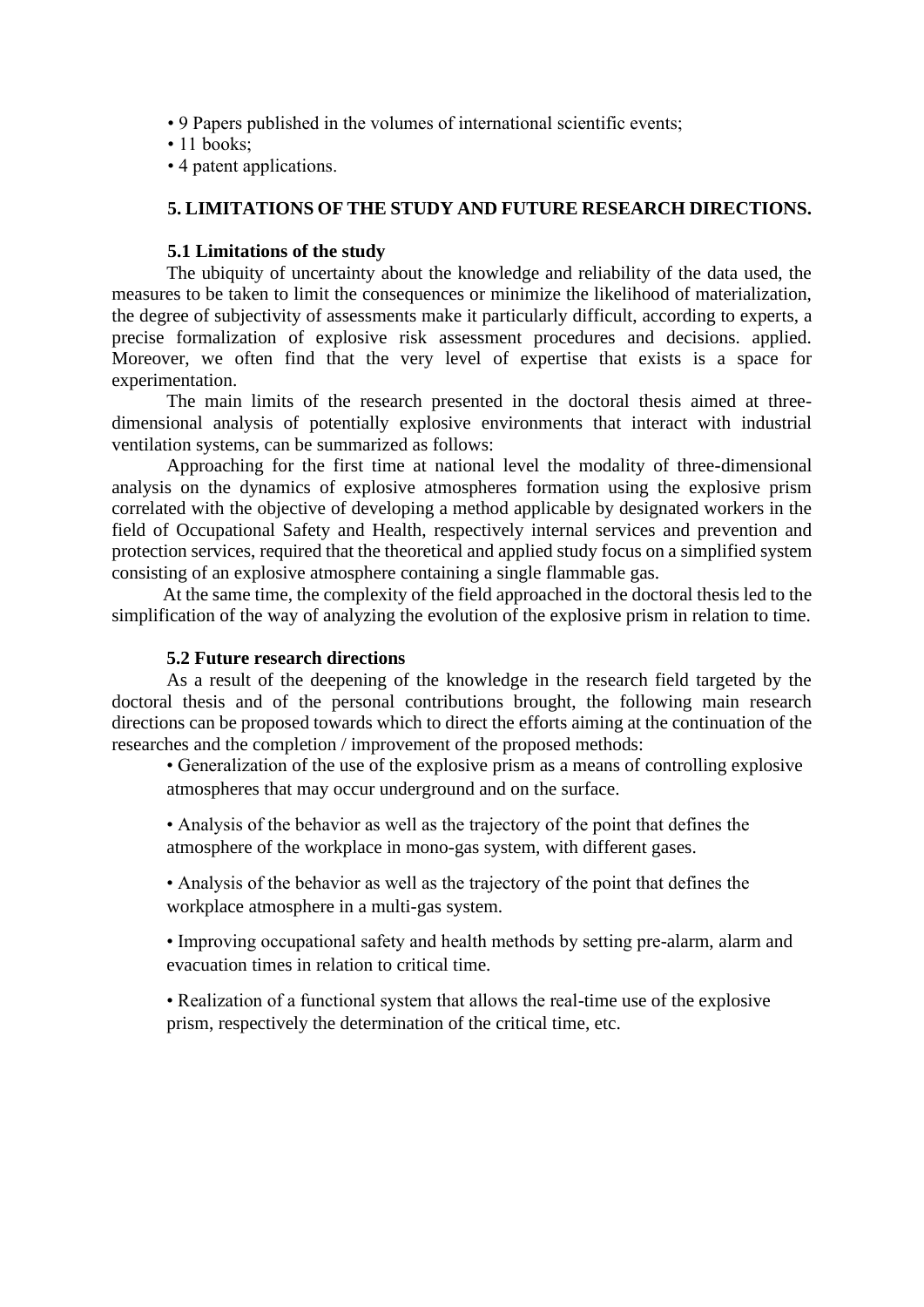- 9 Papers published in the volumes of international scientific events;
- 11 books;
- 4 patent applications.

## 5. LIMITATIONS OF THE STUDY AND FUTURE RESEARCH DIRECTIONS.

### 5.1 Limitations of the study

The ubiquity of uncertainty about the knowledge and reliability of the data used, the measures to be taken to limit the consequences or minimize the likelihood of materialization, the degree of subjectivity of assessments make it particularly difficult, according to experts, a precise formalization of explosive risk assessment procedures and decisions. applied. Moreover, we often find that the very level of expertise that exists is a space for experimentation.

The main limits of the research presented in the doctoral thesis aimed at three-dimensional analysis of potentially explosive environments that interact with industrial ventilation systems, can be summarized as follows:

Approaching for the first time at national level the modality of three-dimensional analysis on the dynamics of explosive atmospheres formation using the explosive prism correlated with the objective of developing a method applicable by designated workers in the field of Occupational Safety and Health, respectively internal services and prevention and protection services, required that the theoretical and applied study focus on a simplified system consisting of an explosive atmosphere containing a single flammable gas.

At the same time, the complexity of the field approached in the doctoral thesis led to the simplification of the way of analyzing the evolution of the explosive prism in relation to time.

### 5.2 Future research directions

As a result of the deepening of the knowledge in the research field targeted by the doctoral thesis and of the personal contributions brought, the following main research directions can be proposed towards which to direct the efforts aiming at the continuation of the researches and the completion / improvement of the proposed methods:

- Generalization of the use of the explosive prism as a means of controlling explosive atmospheres that may occur underground and on the surface.
- Analysis of the behavior as well as the trajectory of the point that defines the atmosphere of the workplace in mono-gas system, with different gases.
- Analysis of the behavior as well as the trajectory of the point that defines the workplace atmosphere in a multi-gas system.
- Improving occupational safety and health methods by setting pre-alarm, alarm and evacuation times in relation to critical time.
- Realization of a functional system that allows the real-time use of the explosive prism, respectively the determination of the critical time, etc.